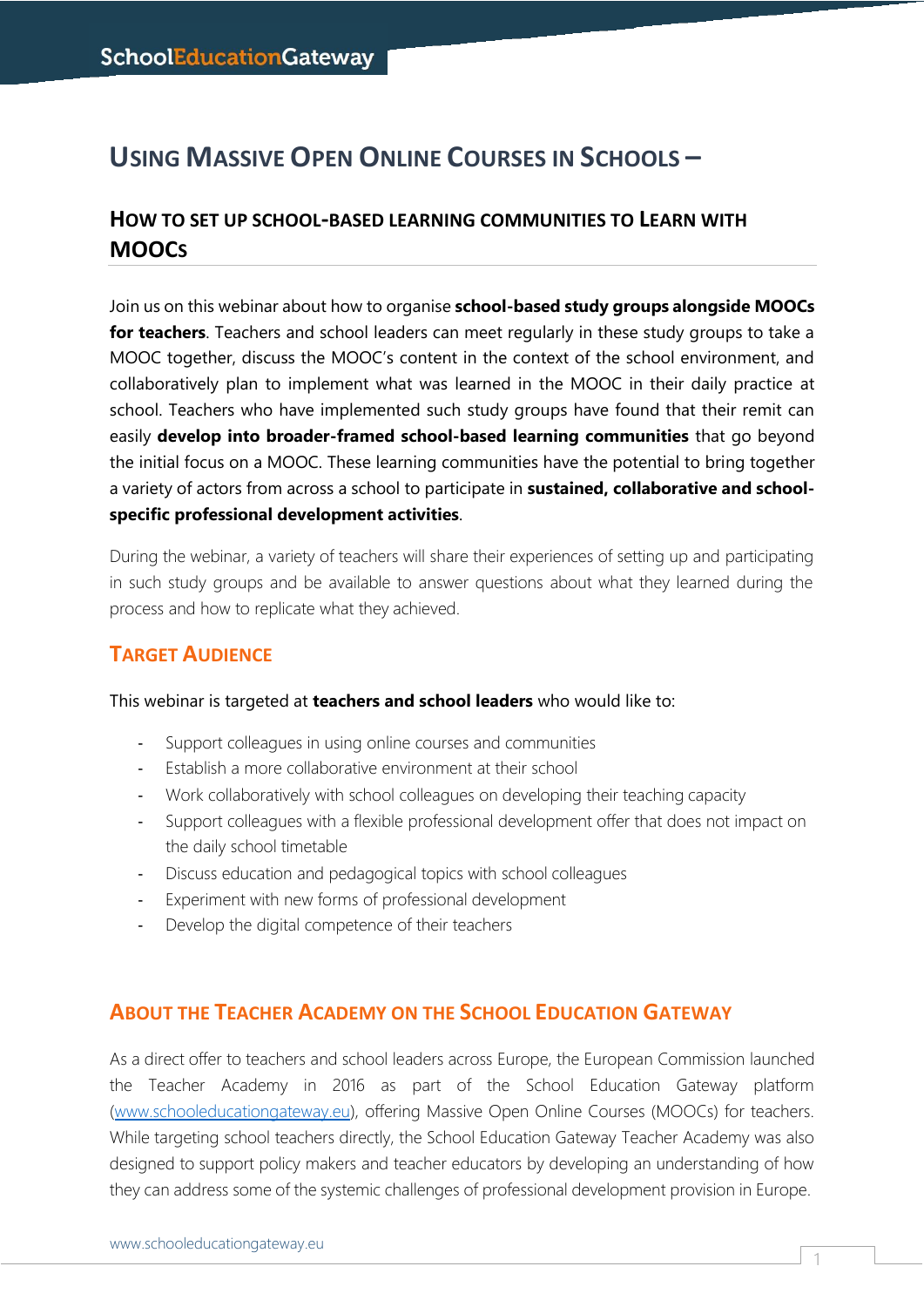# Using Massive Open Online Courses in Schools –

## How to set up school-based learning communities to learn with MOOCs

Join us on this webinar about how to organise **school-based study groups alongside MOOCs for teachers**. Teachers and school leaders can meet regularly in these study groups to take a MOOC together, discuss the MOOC's content in the context of the school environment, and collaboratively plan to implement what was learned in the MOOC in their daily practice at school. Teachers who have implemented such study groups have found that their remit can easily **develop into broader-framed school-based learning communities** that go beyond the initial focus on a MOOC. These learning communities have the potential to bring together a variety of actors from across a school to participate in **sustained, collaborative and school-specific professional development activities**.

During the webinar, a variety of teachers will share their experiences of setting up and participating in such study groups and be available to answer questions about what they learned during the process and how to replicate what they achieved.

### Target Audience

This webinar is targeted at **teachers and school leaders** who would like to:

- Support colleagues in using online courses and communities
- Establish a more collaborative environment at their school
- Work collaboratively with school colleagues on developing their teaching capacity
- Support colleagues with a flexible professional development offer that does not impact on the daily school timetable
- Discuss education and pedagogical topics with school colleagues
- Experiment with new forms of professional development
- Develop the digital competence of their teachers

### About the Teacher Academy on the School Education Gateway

As a direct offer to teachers and school leaders across Europe, the European Commission launched the Teacher Academy in 2016 as part of the School Education Gateway platform (www.schooleducationgateway.eu), offering Massive Open Online Courses (MOOCs) for teachers. While targeting school teachers directly, the School Education Gateway Teacher Academy was also designed to support policy makers and teacher educators by developing an understanding of how they can address some of the systemic challenges of professional development provision in Europe.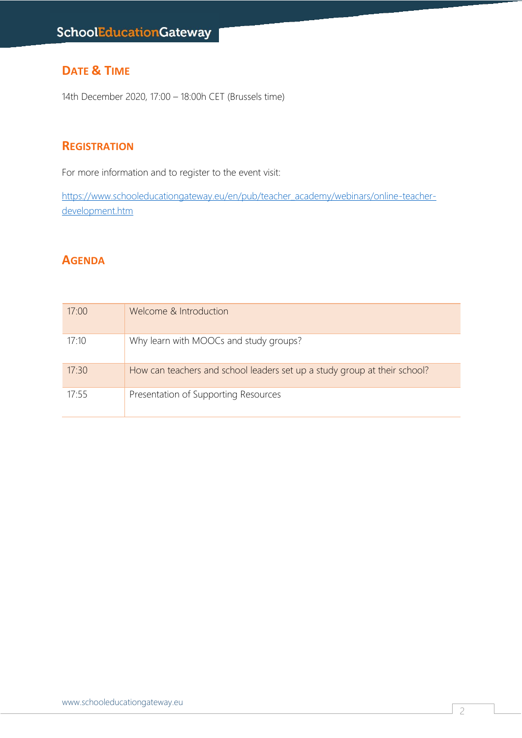## Date & Time

14th December 2020, 17:00 – 18:00h CET (Brussels time)

## Registration

For more information and to register to the event visit:

https://www.schooleducationgateway.eu/en/pub/teacher_academy/webinars/online-teacher-development.htm

## Agenda

| | |
|---|---|
| 17:00 | Welcome & Introduction |
| 17:10 | Why learn with MOOCs and study groups? |
| 17:30 | How can teachers and school leaders set up a study group at their school? |
| 17:55 | Presentation of Supporting Resources |